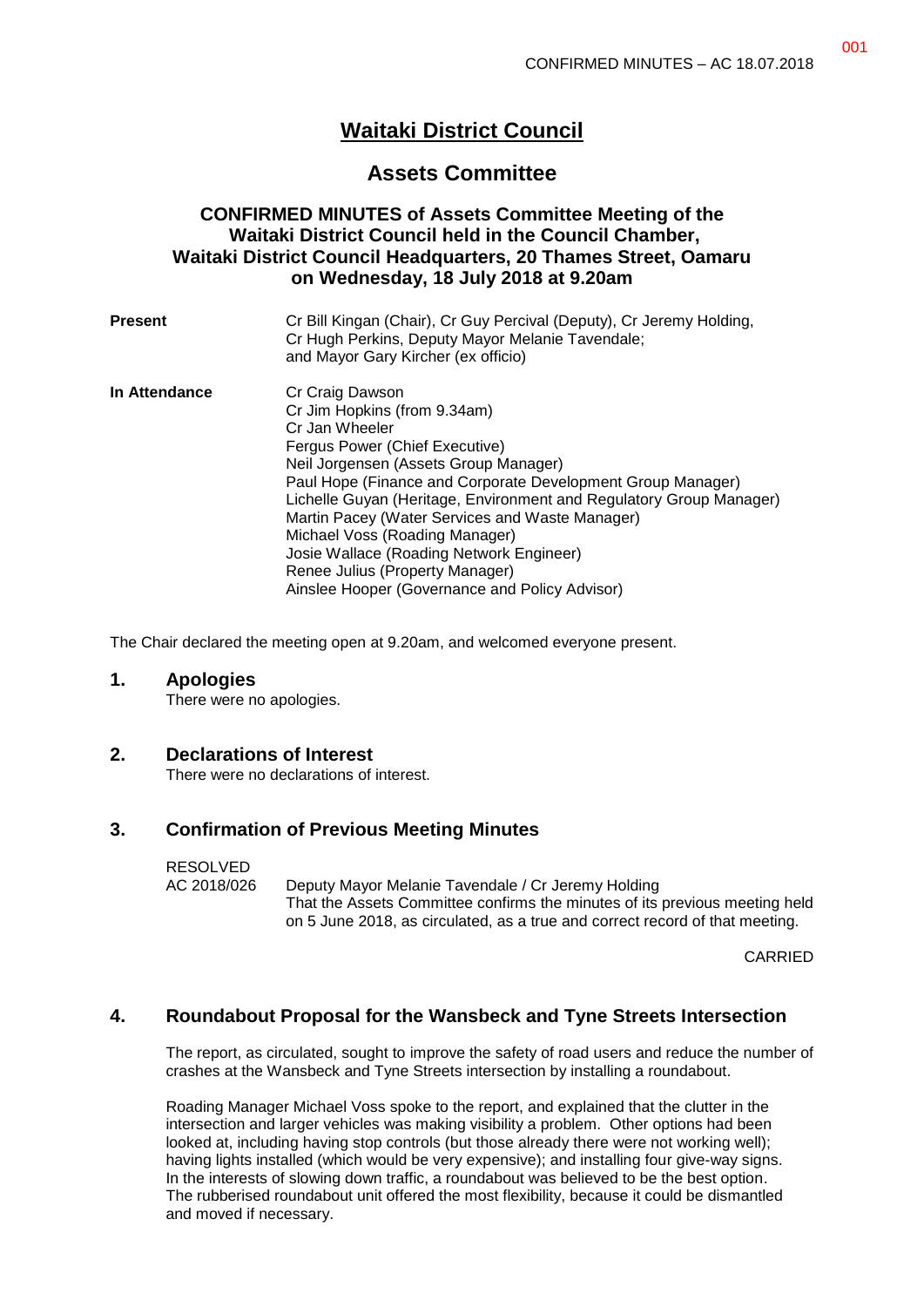# Waitaki District Council

## Assets Committee

### CONFIRMED MINUTES of Assets Committee Meeting of the Waitaki District Council held in the Council Chamber, Waitaki District Council Headquarters, 20 Thames Street, Oamaru on Wednesday, 18 July 2018 at 9.20am

**Present**
Cr Bill Kingan (Chair), Cr Guy Percival (Deputy), Cr Jeremy Holding, Cr Hugh Perkins, Deputy Mayor Melanie Tavendale; and Mayor Gary Kircher (ex officio)

**In Attendance**
Cr Craig Dawson
Cr Jim Hopkins (from 9.34am)
Cr Jan Wheeler
Fergus Power (Chief Executive)
Neil Jorgensen (Assets Group Manager)
Paul Hope (Finance and Corporate Development Group Manager)
Lichelle Guyan (Heritage, Environment and Regulatory Group Manager)
Martin Pacey (Water Services and Waste Manager)
Michael Voss (Roading Manager)
Josie Wallace (Roading Network Engineer)
Renee Julius (Property Manager)
Ainslee Hooper (Governance and Policy Advisor)

The Chair declared the meeting open at 9.20am, and welcomed everyone present.

## 1. Apologies

There were no apologies.

## 2. Declarations of Interest

There were no declarations of interest.

## 3. Confirmation of Previous Meeting Minutes

RESOLVED
AC 2018/026 Deputy Mayor Melanie Tavendale / Cr Jeremy Holding
That the Assets Committee confirms the minutes of its previous meeting held on 5 June 2018, as circulated, as a true and correct record of that meeting.

CARRIED

## 4. Roundabout Proposal for the Wansbeck and Tyne Streets Intersection

The report, as circulated, sought to improve the safety of road users and reduce the number of crashes at the Wansbeck and Tyne Streets intersection by installing a roundabout.

Roading Manager Michael Voss spoke to the report, and explained that the clutter in the intersection and larger vehicles was making visibility a problem. Other options had been looked at, including having stop controls (but those already there were not working well); having lights installed (which would be very expensive); and installing four give-way signs. In the interests of slowing down traffic, a roundabout was believed to be the best option. The rubberised roundabout unit offered the most flexibility, because it could be dismantled and moved if necessary.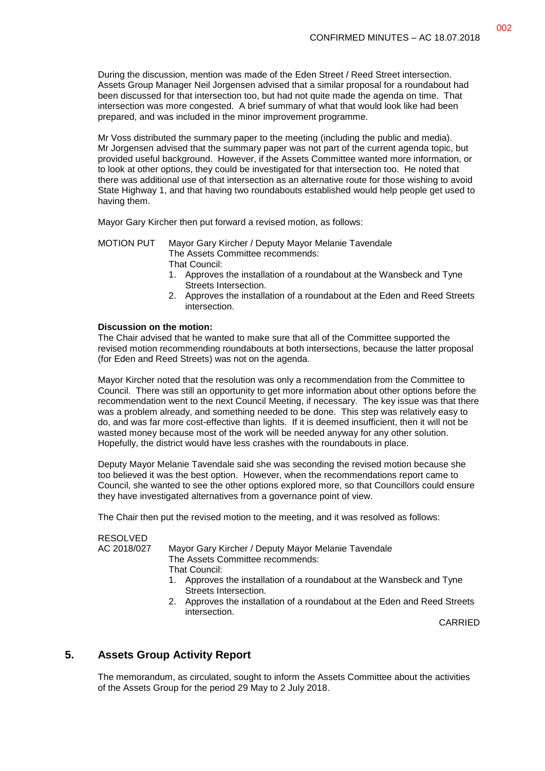During the discussion, mention was made of the Eden Street / Reed Street intersection. Assets Group Manager Neil Jorgensen advised that a similar proposal for a roundabout had been discussed for that intersection too, but had not quite made the agenda on time. That intersection was more congested. A brief summary of what that would look like had been prepared, and was included in the minor improvement programme.

Mr Voss distributed the summary paper to the meeting (including the public and media). Mr Jorgensen advised that the summary paper was not part of the current agenda topic, but provided useful background. However, if the Assets Committee wanted more information, or to look at other options, they could be investigated for that intersection too. He noted that there was additional use of that intersection as an alternative route for those wishing to avoid State Highway 1, and that having two roundabouts established would help people get used to having them.

Mayor Gary Kircher then put forward a revised motion, as follows:

MOTION PUT Mayor Gary Kircher / Deputy Mayor Melanie Tavendale
The Assets Committee recommends:
That Council:

1. Approves the installation of a roundabout at the Wansbeck and Tyne Streets Intersection.
2. Approves the installation of a roundabout at the Eden and Reed Streets intersection.

**Discussion on the motion:**
The Chair advised that he wanted to make sure that all of the Committee supported the revised motion recommending roundabouts at both intersections, because the latter proposal (for Eden and Reed Streets) was not on the agenda.

Mayor Kircher noted that the resolution was only a recommendation from the Committee to Council. There was still an opportunity to get more information about other options before the recommendation went to the next Council Meeting, if necessary. The key issue was that there was a problem already, and something needed to be done. This step was relatively easy to do, and was far more cost-effective than lights. If it is deemed insufficient, then it will not be wasted money because most of the work will be needed anyway for any other solution. Hopefully, the district would have less crashes with the roundabouts in place.

Deputy Mayor Melanie Tavendale said she was seconding the revised motion because she too believed it was the best option. However, when the recommendations report came to Council, she wanted to see the other options explored more, so that Councillors could ensure they have investigated alternatives from a governance point of view.

The Chair then put the revised motion to the meeting, and it was resolved as follows:

RESOLVED
AC 2018/027 Mayor Gary Kircher / Deputy Mayor Melanie Tavendale
The Assets Committee recommends:
That Council:

1. Approves the installation of a roundabout at the Wansbeck and Tyne Streets Intersection.
2. Approves the installation of a roundabout at the Eden and Reed Streets intersection.

CARRIED

## 5. Assets Group Activity Report

The memorandum, as circulated, sought to inform the Assets Committee about the activities of the Assets Group for the period 29 May to 2 July 2018.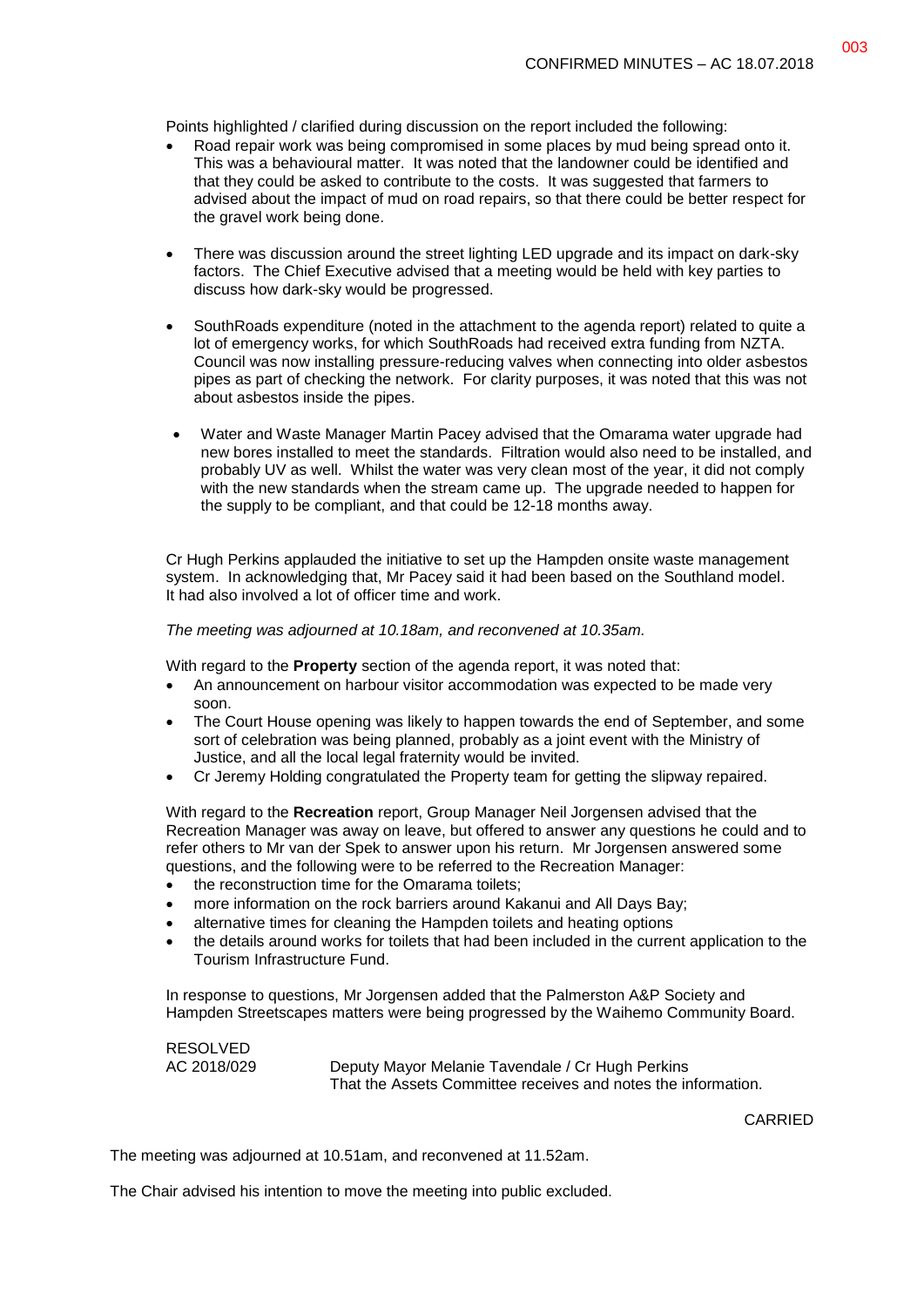Points highlighted / clarified during discussion on the report included the following:

- Road repair work was being compromised in some places by mud being spread onto it. This was a behavioural matter. It was noted that the landowner could be identified and that they could be asked to contribute to the costs. It was suggested that farmers to advised about the impact of mud on road repairs, so that there could be better respect for the gravel work being done.

- There was discussion around the street lighting LED upgrade and its impact on dark-sky factors. The Chief Executive advised that a meeting would be held with key parties to discuss how dark-sky would be progressed.

- SouthRoads expenditure (noted in the attachment to the agenda report) related to quite a lot of emergency works, for which SouthRoads had received extra funding from NZTA. Council was now installing pressure-reducing valves when connecting into older asbestos pipes as part of checking the network. For clarity purposes, it was noted that this was not about asbestos inside the pipes.

- Water and Waste Manager Martin Pacey advised that the Omarama water upgrade had new bores installed to meet the standards. Filtration would also need to be installed, and probably UV as well. Whilst the water was very clean most of the year, it did not comply with the new standards when the stream came up. The upgrade needed to happen for the supply to be compliant, and that could be 12-18 months away.

Cr Hugh Perkins applauded the initiative to set up the Hampden onsite waste management system. In acknowledging that, Mr Pacey said it had been based on the Southland model. It had also involved a lot of officer time and work.

*The meeting was adjourned at 10.18am, and reconvened at 10.35am.*

With regard to the **Property** section of the agenda report, it was noted that:

- An announcement on harbour visitor accommodation was expected to be made very soon.
- The Court House opening was likely to happen towards the end of September, and some sort of celebration was being planned, probably as a joint event with the Ministry of Justice, and all the local legal fraternity would be invited.
- Cr Jeremy Holding congratulated the Property team for getting the slipway repaired.

With regard to the **Recreation** report, Group Manager Neil Jorgensen advised that the Recreation Manager was away on leave, but offered to answer any questions he could and to refer others to Mr van der Spek to answer upon his return. Mr Jorgensen answered some questions, and the following were to be referred to the Recreation Manager:

- the reconstruction time for the Omarama toilets;
- more information on the rock barriers around Kakanui and All Days Bay;
- alternative times for cleaning the Hampden toilets and heating options
- the details around works for toilets that had been included in the current application to the Tourism Infrastructure Fund.

In response to questions, Mr Jorgensen added that the Palmerston A&P Society and Hampden Streetscapes matters were being progressed by the Waihemo Community Board.

RESOLVED
AC 2018/029 Deputy Mayor Melanie Tavendale / Cr Hugh Perkins
That the Assets Committee receives and notes the information.

CARRIED

The meeting was adjourned at 10.51am, and reconvened at 11.52am.

The Chair advised his intention to move the meeting into public excluded.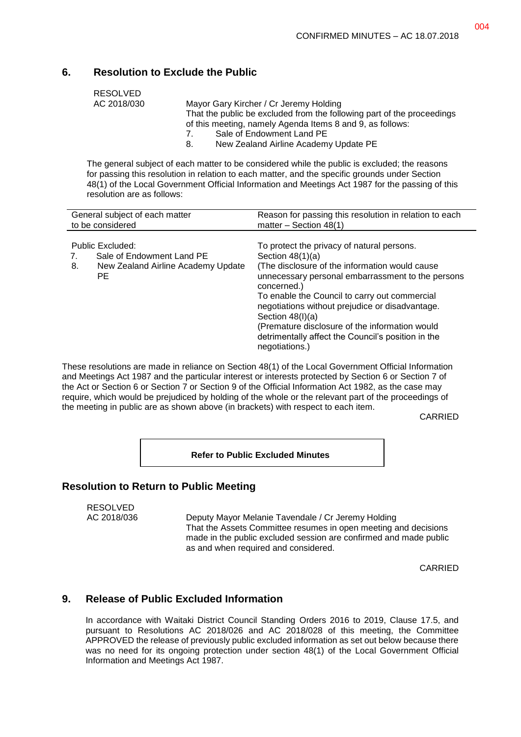## 6. Resolution to Exclude the Public

RESOLVED
AC 2018/030

Mayor Gary Kircher / Cr Jeremy Holding
That the public be excluded from the following part of the proceedings of this meeting, namely Agenda Items 8 and 9, as follows:

7. Sale of Endowment Land PE
8. New Zealand Airline Academy Update PE

The general subject of each matter to be considered while the public is excluded; the reasons for passing this resolution in relation to each matter, and the specific grounds under Section 48(1) of the Local Government Official Information and Meetings Act 1987 for the passing of this resolution are as follows:

| General subject of each matter to be considered | Reason for passing this resolution in relation to each matter – Section 48(1) |
|---|---|
| Public Excluded:<br>7. Sale of Endowment Land PE<br>8. New Zealand Airline Academy Update PE | To protect the privacy of natural persons.<br>Section 48(1)(a)<br>(The disclosure of the information would cause unnecessary personal embarrassment to the persons concerned.)<br>To enable the Council to carry out commercial negotiations without prejudice or disadvantage.<br>Section 48(I)(a)<br>(Premature disclosure of the information would detrimentally affect the Council's position in the negotiations.) |

These resolutions are made in reliance on Section 48(1) of the Local Government Official Information and Meetings Act 1987 and the particular interest or interests protected by Section 6 or Section 7 of the Act or Section 6 or Section 7 or Section 9 of the Official Information Act 1982, as the case may require, which would be prejudiced by holding of the whole or the relevant part of the proceedings of the meeting in public are as shown above (in brackets) with respect to each item.

CARRIED

**Refer to Public Excluded Minutes**

## Resolution to Return to Public Meeting

RESOLVED
AC 2018/036

Deputy Mayor Melanie Tavendale / Cr Jeremy Holding
That the Assets Committee resumes in open meeting and decisions made in the public excluded session are confirmed and made public as and when required and considered.

CARRIED

## 9. Release of Public Excluded Information

In accordance with Waitaki District Council Standing Orders 2016 to 2019, Clause 17.5, and pursuant to Resolutions AC 2018/026 and AC 2018/028 of this meeting, the Committee APPROVED the release of previously public excluded information as set out below because there was no need for its ongoing protection under section 48(1) of the Local Government Official Information and Meetings Act 1987.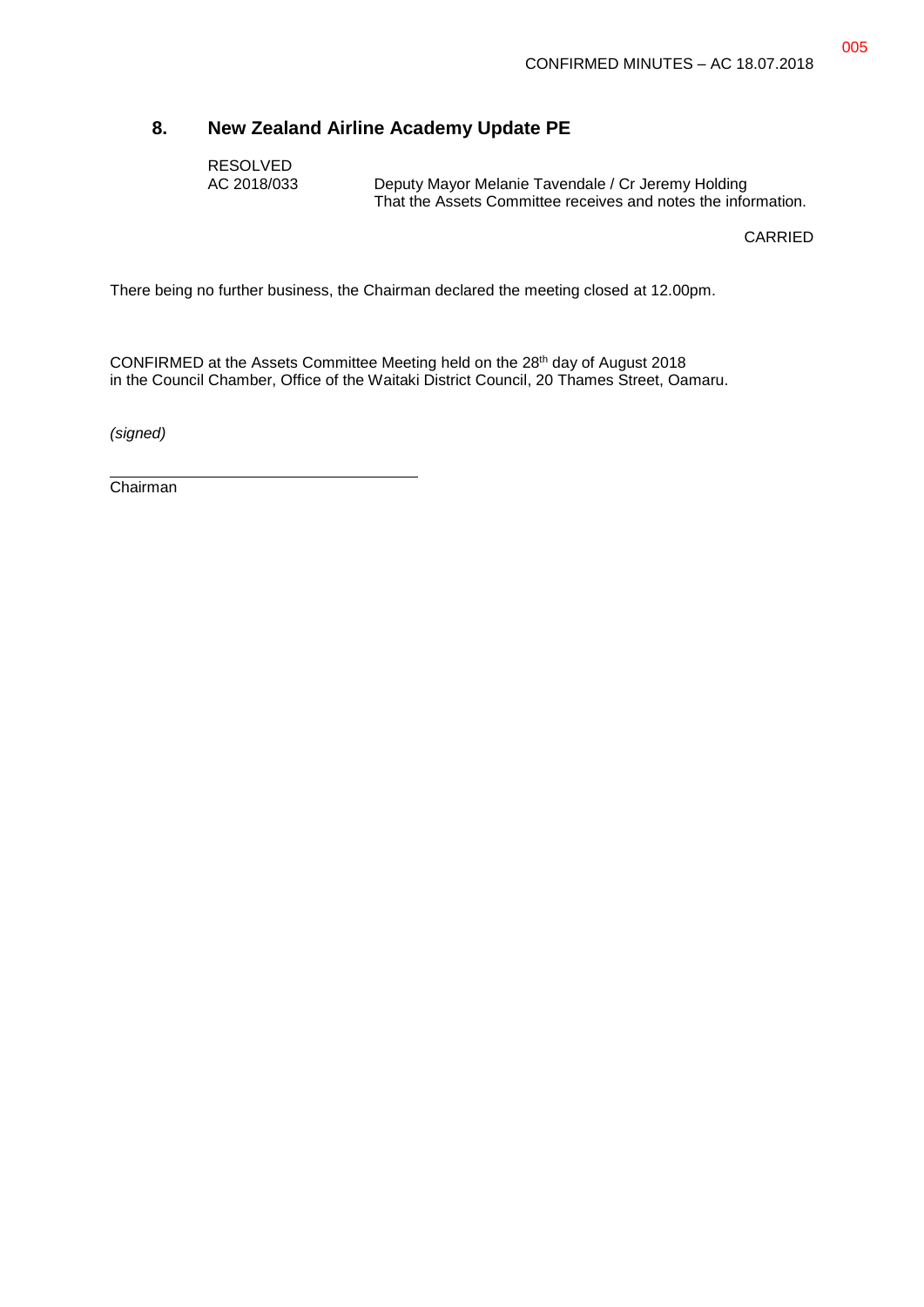## 8. New Zealand Airline Academy Update PE

RESOLVED
AC 2018/033 Deputy Mayor Melanie Tavendale / Cr Jeremy Holding
That the Assets Committee receives and notes the information.

CARRIED

There being no further business, the Chairman declared the meeting closed at 12.00pm.

CONFIRMED at the Assets Committee Meeting held on the 28th day of August 2018
in the Council Chamber, Office of the Waitaki District Council, 20 Thames Street, Oamaru.

*(signed)*

\_\_\_\_\_\_\_\_\_\_\_\_\_\_\_\_\_\_\_\_\_\_\_\_\_\_\_\_\_\_\_\_\_\_\_\_
Chairman